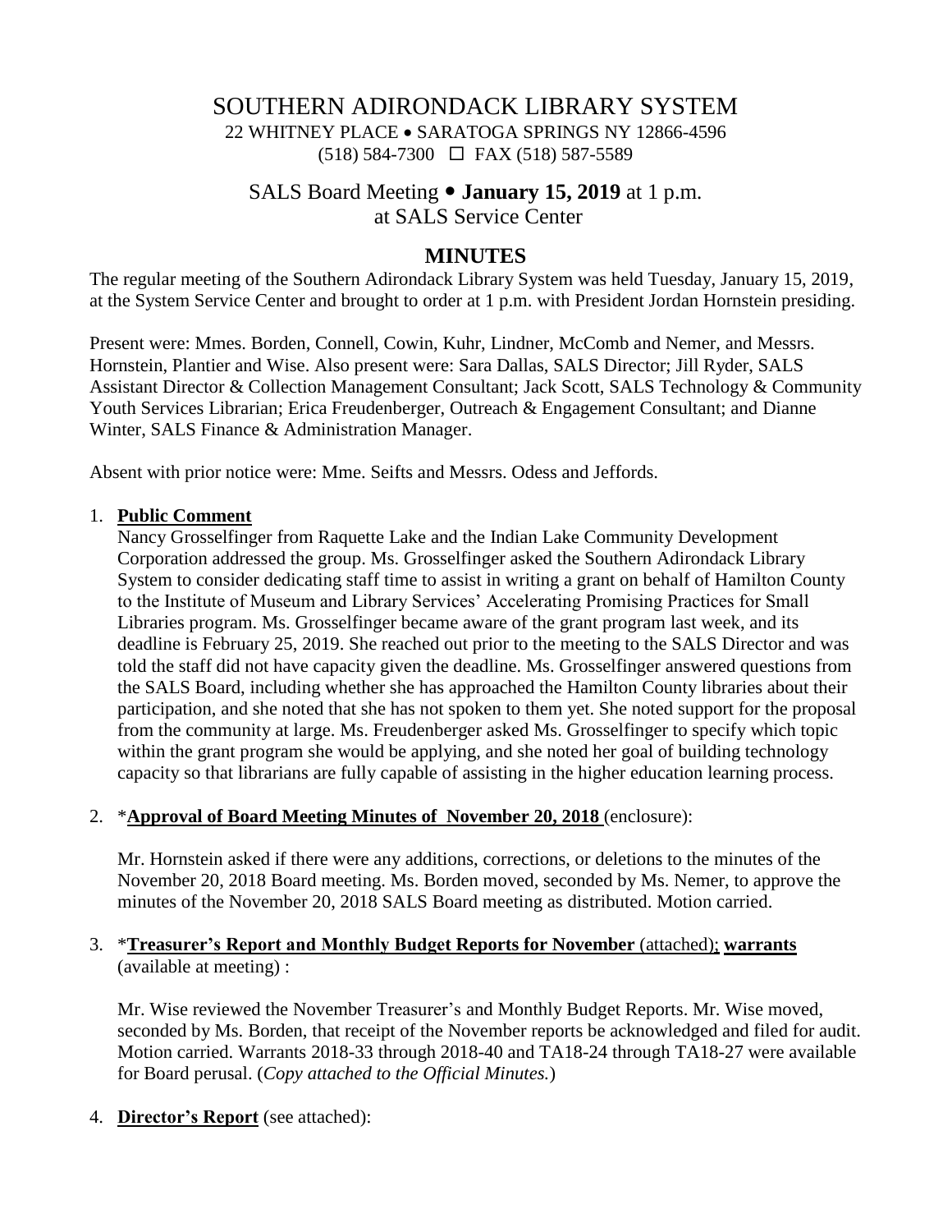# SOUTHERN ADIRONDACK LIBRARY SYSTEM

22 WHITNEY PLACE • SARATOGA SPRINGS NY 12866-4596
(518) 584-7300 ☐ FAX (518) 587-5589

## SALS Board Meeting • **January 15, 2019** at 1 p.m.
## at SALS Service Center

## MINUTES

The regular meeting of the Southern Adirondack Library System was held Tuesday, January 15, 2019, at the System Service Center and brought to order at 1 p.m. with President Jordan Hornstein presiding.

Present were: Mmes. Borden, Connell, Cowin, Kuhr, Lindner, McComb and Nemer, and Messrs. Hornstein, Plantier and Wise. Also present were: Sara Dallas, SALS Director; Jill Ryder, SALS Assistant Director & Collection Management Consultant; Jack Scott, SALS Technology & Community Youth Services Librarian; Erica Freudenberger, Outreach & Engagement Consultant; and Dianne Winter, SALS Finance & Administration Manager.

Absent with prior notice were: Mme. Seifts and Messrs. Odess and Jeffords.

1. **Public Comment**

   Nancy Grosselfinger from Raquette Lake and the Indian Lake Community Development Corporation addressed the group. Ms. Grosselfinger asked the Southern Adirondack Library System to consider dedicating staff time to assist in writing a grant on behalf of Hamilton County to the Institute of Museum and Library Services' Accelerating Promising Practices for Small Libraries program. Ms. Grosselfinger became aware of the grant program last week, and its deadline is February 25, 2019. She reached out prior to the meeting to the SALS Director and was told the staff did not have capacity given the deadline. Ms. Grosselfinger answered questions from the SALS Board, including whether she has approached the Hamilton County libraries about their participation, and she noted that she has not spoken to them yet. She noted support for the proposal from the community at large. Ms. Freudenberger asked Ms. Grosselfinger to specify which topic within the grant program she would be applying, and she noted her goal of building technology capacity so that librarians are fully capable of assisting in the higher education learning process.

2. ***Approval of Board Meeting Minutes of November 20, 2018** (enclosure):

   Mr. Hornstein asked if there were any additions, corrections, or deletions to the minutes of the November 20, 2018 Board meeting. Ms. Borden moved, seconded by Ms. Nemer, to approve the minutes of the November 20, 2018 SALS Board meeting as distributed. Motion carried.

3. ***Treasurer's Report and Monthly Budget Reports for November** (attached); **warrants** (available at meeting) :

   Mr. Wise reviewed the November Treasurer's and Monthly Budget Reports. Mr. Wise moved, seconded by Ms. Borden, that receipt of the November reports be acknowledged and filed for audit. Motion carried. Warrants 2018-33 through 2018-40 and TA18-24 through TA18-27 were available for Board perusal. (*Copy attached to the Official Minutes.*)

4. **Director's Report** (see attached):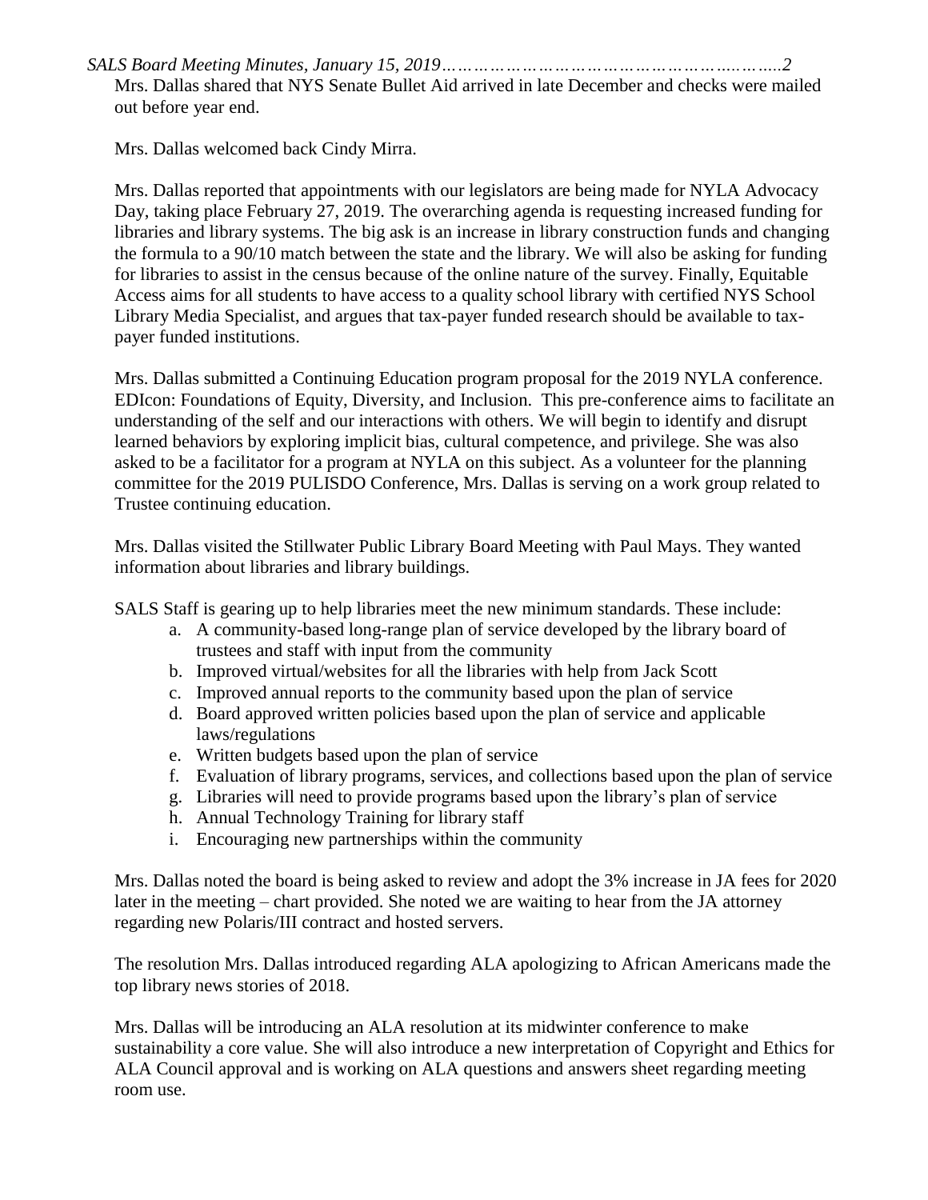Mrs. Dallas shared that NYS Senate Bullet Aid arrived in late December and checks were mailed out before year end.

Mrs. Dallas welcomed back Cindy Mirra.

Mrs. Dallas reported that appointments with our legislators are being made for NYLA Advocacy Day, taking place February 27, 2019. The overarching agenda is requesting increased funding for libraries and library systems. The big ask is an increase in library construction funds and changing the formula to a 90/10 match between the state and the library. We will also be asking for funding for libraries to assist in the census because of the online nature of the survey. Finally, Equitable Access aims for all students to have access to a quality school library with certified NYS School Library Media Specialist, and argues that tax-payer funded research should be available to tax-payer funded institutions.

Mrs. Dallas submitted a Continuing Education program proposal for the 2019 NYLA conference. EDIcon: Foundations of Equity, Diversity, and Inclusion. This pre-conference aims to facilitate an understanding of the self and our interactions with others. We will begin to identify and disrupt learned behaviors by exploring implicit bias, cultural competence, and privilege. She was also asked to be a facilitator for a program at NYLA on this subject. As a volunteer for the planning committee for the 2019 PULISDO Conference, Mrs. Dallas is serving on a work group related to Trustee continuing education.

Mrs. Dallas visited the Stillwater Public Library Board Meeting with Paul Mays. They wanted information about libraries and library buildings.

SALS Staff is gearing up to help libraries meet the new minimum standards. These include:

a. A community-based long-range plan of service developed by the library board of trustees and staff with input from the community
b. Improved virtual/websites for all the libraries with help from Jack Scott
c. Improved annual reports to the community based upon the plan of service
d. Board approved written policies based upon the plan of service and applicable laws/regulations
e. Written budgets based upon the plan of service
f. Evaluation of library programs, services, and collections based upon the plan of service
g. Libraries will need to provide programs based upon the library's plan of service
h. Annual Technology Training for library staff
i. Encouraging new partnerships within the community

Mrs. Dallas noted the board is being asked to review and adopt the 3% increase in JA fees for 2020 later in the meeting – chart provided. She noted we are waiting to hear from the JA attorney regarding new Polaris/III contract and hosted servers.

The resolution Mrs. Dallas introduced regarding ALA apologizing to African Americans made the top library news stories of 2018.

Mrs. Dallas will be introducing an ALA resolution at its midwinter conference to make sustainability a core value. She will also introduce a new interpretation of Copyright and Ethics for ALA Council approval and is working on ALA questions and answers sheet regarding meeting room use.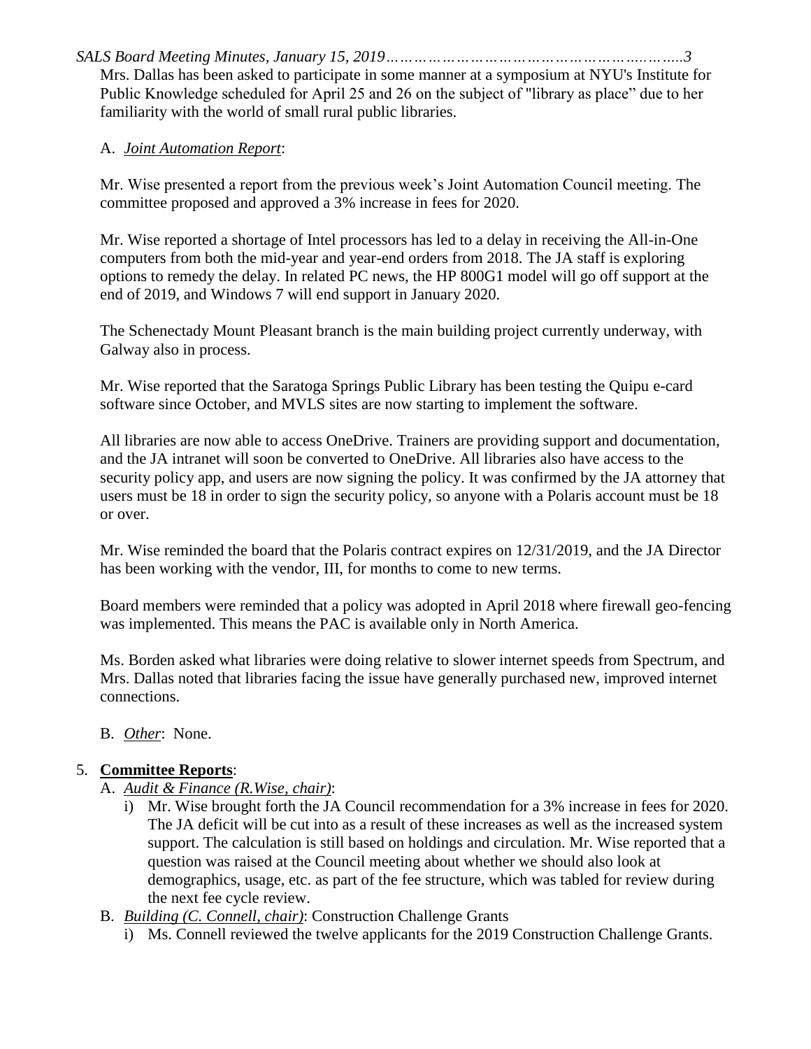Mrs. Dallas has been asked to participate in some manner at a symposium at NYU's Institute for Public Knowledge scheduled for April 25 and 26 on the subject of "library as place" due to her familiarity with the world of small rural public libraries.

A. *Joint Automation Report*:

Mr. Wise presented a report from the previous week's Joint Automation Council meeting. The committee proposed and approved a 3% increase in fees for 2020.

Mr. Wise reported a shortage of Intel processors has led to a delay in receiving the All-in-One computers from both the mid-year and year-end orders from 2018. The JA staff is exploring options to remedy the delay. In related PC news, the HP 800G1 model will go off support at the end of 2019, and Windows 7 will end support in January 2020.

The Schenectady Mount Pleasant branch is the main building project currently underway, with Galway also in process.

Mr. Wise reported that the Saratoga Springs Public Library has been testing the Quipu e-card software since October, and MVLS sites are now starting to implement the software.

All libraries are now able to access OneDrive. Trainers are providing support and documentation, and the JA intranet will soon be converted to OneDrive. All libraries also have access to the security policy app, and users are now signing the policy. It was confirmed by the JA attorney that users must be 18 in order to sign the security policy, so anyone with a Polaris account must be 18 or over.

Mr. Wise reminded the board that the Polaris contract expires on 12/31/2019, and the JA Director has been working with the vendor, III, for months to come to new terms.

Board members were reminded that a policy was adopted in April 2018 where firewall geo-fencing was implemented. This means the PAC is available only in North America.

Ms. Borden asked what libraries were doing relative to slower internet speeds from Spectrum, and Mrs. Dallas noted that libraries facing the issue have generally purchased new, improved internet connections.

B. *Other*: None.

5. **Committee Reports**:

A. *Audit & Finance (R.Wise, chair)*:

i) Mr. Wise brought forth the JA Council recommendation for a 3% increase in fees for 2020. The JA deficit will be cut into as a result of these increases as well as the increased system support. The calculation is still based on holdings and circulation. Mr. Wise reported that a question was raised at the Council meeting about whether we should also look at demographics, usage, etc. as part of the fee structure, which was tabled for review during the next fee cycle review.

B. *Building (C. Connell, chair)*: Construction Challenge Grants

i) Ms. Connell reviewed the twelve applicants for the 2019 Construction Challenge Grants.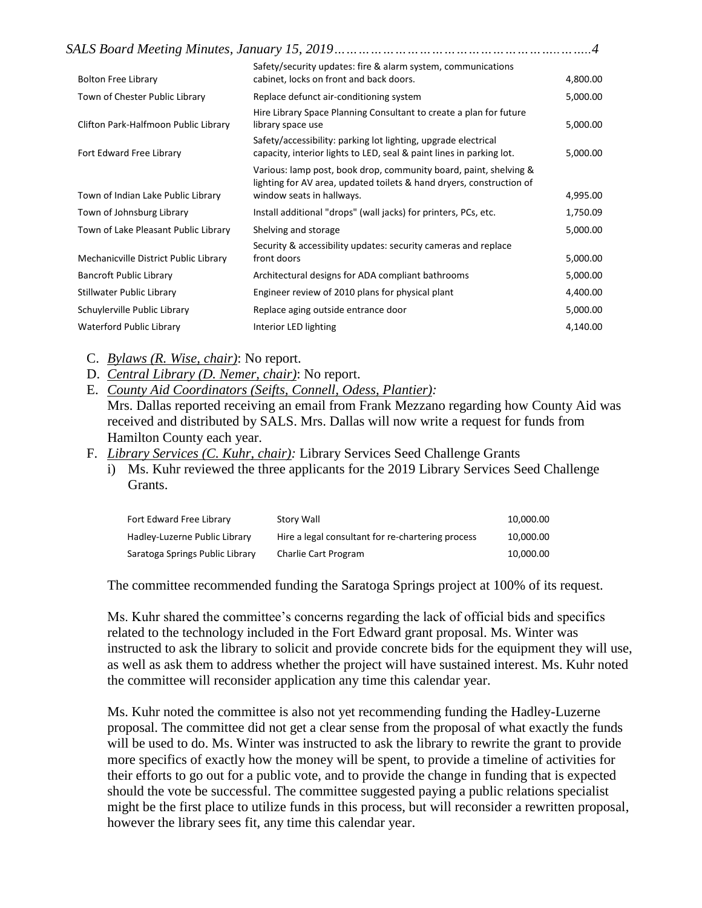| | | |
|---|---|---|
| Bolton Free Library | Safety/security updates: fire & alarm system, communications cabinet, locks on front and back doors. | 4,800.00 |
| Town of Chester Public Library | Replace defunct air-conditioning system | 5,000.00 |
| Clifton Park-Halfmoon Public Library | Hire Library Space Planning Consultant to create a plan for future library space use | 5,000.00 |
| Fort Edward Free Library | Safety/accessibility: parking lot lighting, upgrade electrical capacity, interior lights to LED, seal & paint lines in parking lot. | 5,000.00 |
| Town of Indian Lake Public Library | Various: lamp post, book drop, community board, paint, shelving & lighting for AV area, updated toilets & hand dryers, construction of window seats in hallways. | 4,995.00 |
| Town of Johnsburg Library | Install additional "drops" (wall jacks) for printers, PCs, etc. | 1,750.09 |
| Town of Lake Pleasant Public Library | Shelving and storage | 5,000.00 |
| Mechanicville District Public Library | Security & accessibility updates: security cameras and replace front doors | 5,000.00 |
| Bancroft Public Library | Architectural designs for ADA compliant bathrooms | 5,000.00 |
| Stillwater Public Library | Engineer review of 2010 plans for physical plant | 4,400.00 |
| Schuylerville Public Library | Replace aging outside entrance door | 5,000.00 |
| Waterford Public Library | Interior LED lighting | 4,140.00 |

C. *Bylaws (R. Wise, chair)*: No report.

D. *Central Library (D. Nemer, chair)*: No report.

E. *County Aid Coordinators (Seifts, Connell, Odess, Plantier):*
Mrs. Dallas reported receiving an email from Frank Mezzano regarding how County Aid was received and distributed by SALS. Mrs. Dallas will now write a request for funds from Hamilton County each year.

F. *Library Services (C. Kuhr, chair):* Library Services Seed Challenge Grants

i) Ms. Kuhr reviewed the three applicants for the 2019 Library Services Seed Challenge Grants.

| | | |
|---|---|---|
| Fort Edward Free Library | Story Wall | 10,000.00 |
| Hadley-Luzerne Public Library | Hire a legal consultant for re-chartering process | 10,000.00 |
| Saratoga Springs Public Library | Charlie Cart Program | 10,000.00 |

The committee recommended funding the Saratoga Springs project at 100% of its request.

Ms. Kuhr shared the committee's concerns regarding the lack of official bids and specifics related to the technology included in the Fort Edward grant proposal. Ms. Winter was instructed to ask the library to solicit and provide concrete bids for the equipment they will use, as well as ask them to address whether the project will have sustained interest. Ms. Kuhr noted the committee will reconsider application any time this calendar year.

Ms. Kuhr noted the committee is also not yet recommending funding the Hadley-Luzerne proposal. The committee did not get a clear sense from the proposal of what exactly the funds will be used to do. Ms. Winter was instructed to ask the library to rewrite the grant to provide more specifics of exactly how the money will be spent, to provide a timeline of activities for their efforts to go out for a public vote, and to provide the change in funding that is expected should the vote be successful. The committee suggested paying a public relations specialist might be the first place to utilize funds in this process, but will reconsider a rewritten proposal, however the library sees fit, any time this calendar year.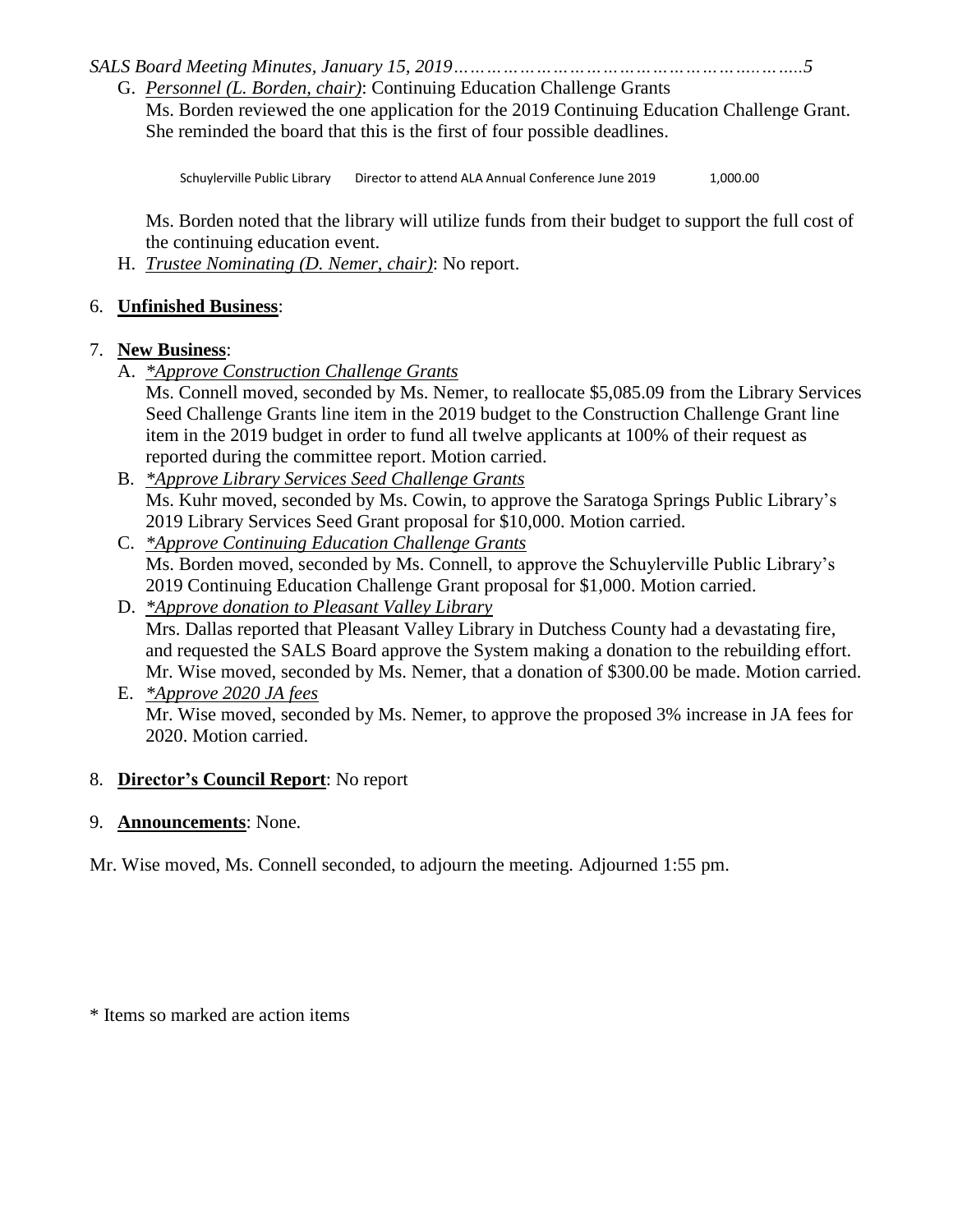G. *Personnel (L. Borden, chair)*: Continuing Education Challenge Grants
   Ms. Borden reviewed the one application for the 2019 Continuing Education Challenge Grant. She reminded the board that this is the first of four possible deadlines.

| | | |
|---|---|---|
| Schuylerville Public Library | Director to attend ALA Annual Conference June 2019 | 1,000.00 |

   Ms. Borden noted that the library will utilize funds from their budget to support the full cost of the continuing education event.

H. *Trustee Nominating (D. Nemer, chair)*: No report.

6. **Unfinished Business**:

7. **New Business**:

   A. *\*Approve Construction Challenge Grants*
      Ms. Connell moved, seconded by Ms. Nemer, to reallocate $5,085.09 from the Library Services Seed Challenge Grants line item in the 2019 budget to the Construction Challenge Grant line item in the 2019 budget in order to fund all twelve applicants at 100% of their request as reported during the committee report. Motion carried.

   B. *\*Approve Library Services Seed Challenge Grants*
      Ms. Kuhr moved, seconded by Ms. Cowin, to approve the Saratoga Springs Public Library's 2019 Library Services Seed Grant proposal for $10,000. Motion carried.

   C. *\*Approve Continuing Education Challenge Grants*
      Ms. Borden moved, seconded by Ms. Connell, to approve the Schuylerville Public Library's 2019 Continuing Education Challenge Grant proposal for $1,000. Motion carried.

   D. *\*Approve donation to Pleasant Valley Library*
      Mrs. Dallas reported that Pleasant Valley Library in Dutchess County had a devastating fire, and requested the SALS Board approve the System making a donation to the rebuilding effort. Mr. Wise moved, seconded by Ms. Nemer, that a donation of $300.00 be made. Motion carried.

   E. *\*Approve 2020 JA fees*
      Mr. Wise moved, seconded by Ms. Nemer, to approve the proposed 3% increase in JA fees for 2020. Motion carried.

8. **Director's Council Report**: No report

9. **Announcements**: None.

Mr. Wise moved, Ms. Connell seconded, to adjourn the meeting. Adjourned 1:55 pm.

\* Items so marked are action items